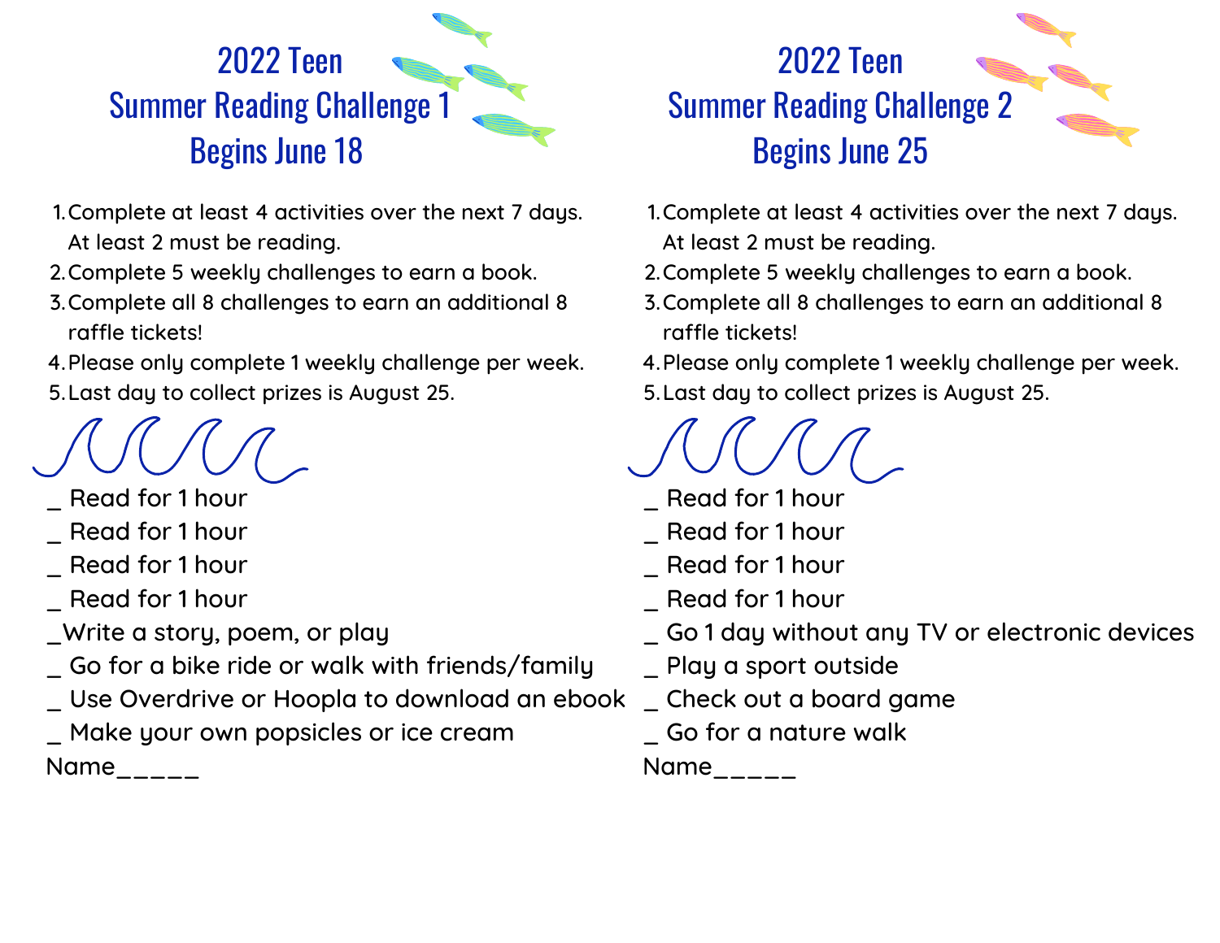# 2022 Teen Summer Reading Challenge 1 Begins June 18

1. Complete at least 4 activities over the next 7 days. At least 2 must be reading.
2. Complete 5 weekly challenges to earn a book.
3. Complete all 8 challenges to earn an additional 8 raffle tickets!
4. Please only complete 1 weekly challenge per week.
5. Last day to collect prizes is August 25.

_ Read for 1 hour
_ Read for 1 hour
_ Read for 1 hour
_ Read for 1 hour
_Write a story, poem, or play
_ Go for a bike ride or walk with friends/family
_ Use Overdrive or Hoopla to download an ebook
_ Make your own popsicles or ice cream

Name_____

# 2022 Teen Summer Reading Challenge 2 Begins June 25

1. Complete at least 4 activities over the next 7 days. At least 2 must be reading.
2. Complete 5 weekly challenges to earn a book.
3. Complete all 8 challenges to earn an additional 8 raffle tickets!
4. Please only complete 1 weekly challenge per week.
5. Last day to collect prizes is August 25.

_ Read for 1 hour
_ Read for 1 hour
_ Read for 1 hour
_ Read for 1 hour
_ Go 1 day without any TV or electronic devices
_ Play a sport outside
_ Check out a board game
_ Go for a nature walk

Name_____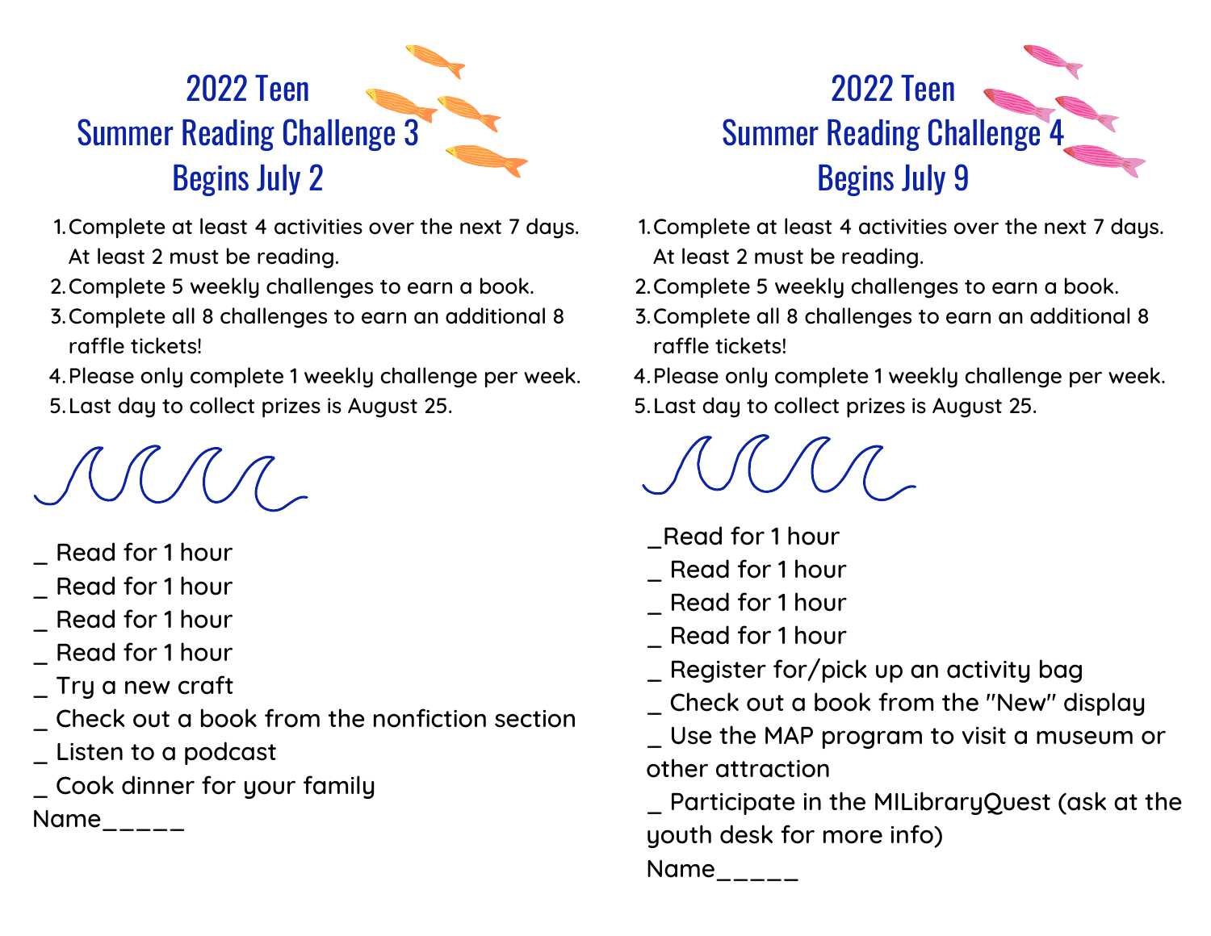# 2022 Teen Summer Reading Challenge 3 Begins July 2

1. Complete at least 4 activities over the next 7 days. At least 2 must be reading.
2. Complete 5 weekly challenges to earn a book.
3. Complete all 8 challenges to earn an additional 8 raffle tickets!
4. Please only complete 1 weekly challenge per week.
5. Last day to collect prizes is August 25.

_ Read for 1 hour
_ Read for 1 hour
_ Read for 1 hour
_ Read for 1 hour
_ Try a new craft
_ Check out a book from the nonfiction section
_ Listen to a podcast
_ Cook dinner for your family

Name_____

# 2022 Teen Summer Reading Challenge 4 Begins July 9

1. Complete at least 4 activities over the next 7 days. At least 2 must be reading.
2. Complete 5 weekly challenges to earn a book.
3. Complete all 8 challenges to earn an additional 8 raffle tickets!
4. Please only complete 1 weekly challenge per week.
5. Last day to collect prizes is August 25.

_Read for 1 hour
_ Read for 1 hour
_ Read for 1 hour
_ Read for 1 hour
_ Register for/pick up an activity bag
_ Check out a book from the "New" display
_ Use the MAP program to visit a museum or other attraction
_ Participate in the MILibraryQuest (ask at the youth desk for more info)

Name_____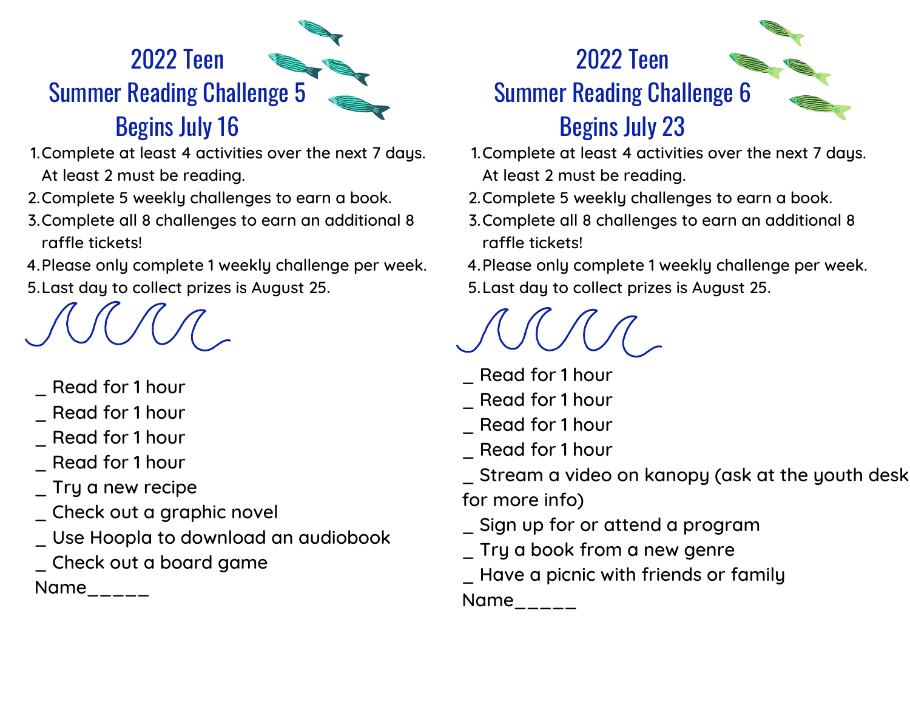# 2022 Teen Summer Reading Challenge 5 Begins July 16

1. Complete at least 4 activities over the next 7 days. At least 2 must be reading.
2. Complete 5 weekly challenges to earn a book.
3. Complete all 8 challenges to earn an additional 8 raffle tickets!
4. Please only complete 1 weekly challenge per week.
5. Last day to collect prizes is August 25.

_ Read for 1 hour
_ Read for 1 hour
_ Read for 1 hour
_ Read for 1 hour
_ Try a new recipe
_ Check out a graphic novel
_ Use Hoopla to download an audiobook
_ Check out a board game

Name_____

# 2022 Teen Summer Reading Challenge 6 Begins July 23

1. Complete at least 4 activities over the next 7 days. At least 2 must be reading.
2. Complete 5 weekly challenges to earn a book.
3. Complete all 8 challenges to earn an additional 8 raffle tickets!
4. Please only complete 1 weekly challenge per week.
5. Last day to collect prizes is August 25.

_ Read for 1 hour
_ Read for 1 hour
_ Read for 1 hour
_ Read for 1 hour
_ Stream a video on kanopy (ask at the youth desk for more info)
_ Sign up for or attend a program
_ Try a book from a new genre
_ Have a picnic with friends or family

Name_____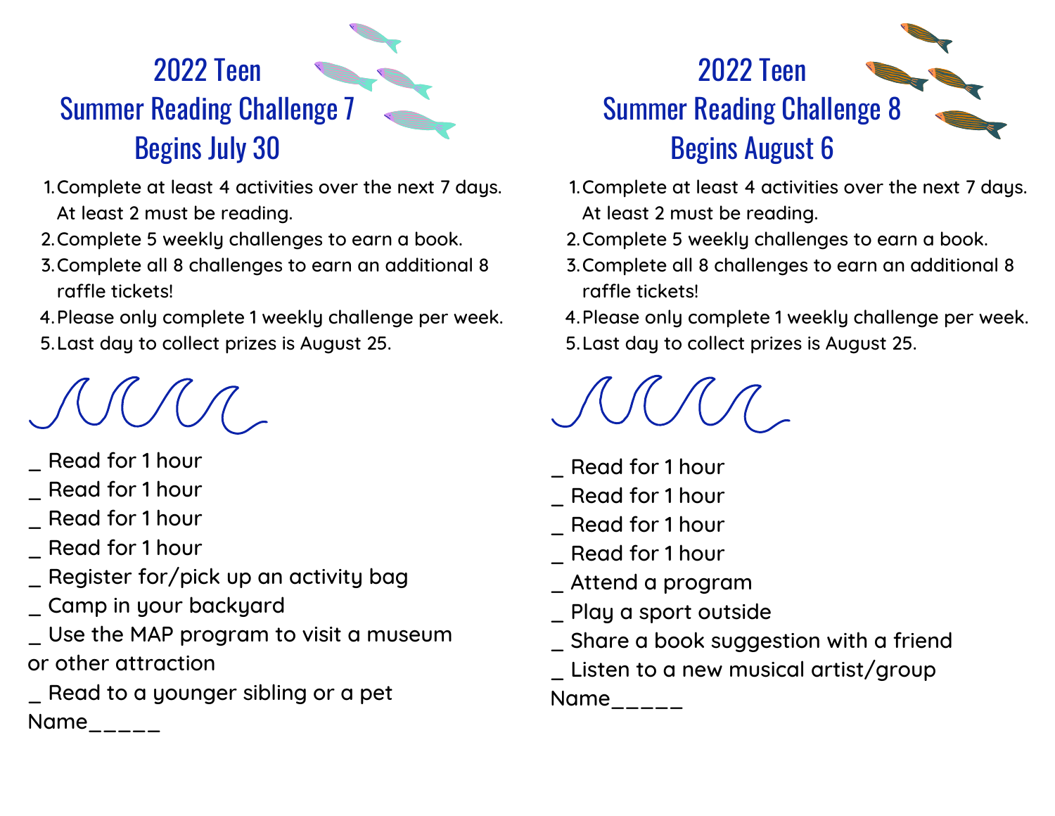# 2022 Teen Summer Reading Challenge 7 Begins July 30

1. Complete at least 4 activities over the next 7 days. At least 2 must be reading.
2. Complete 5 weekly challenges to earn a book.
3. Complete all 8 challenges to earn an additional 8 raffle tickets!
4. Please only complete 1 weekly challenge per week.
5. Last day to collect prizes is August 25.

_ Read for 1 hour
_ Read for 1 hour
_ Read for 1 hour
_ Read for 1 hour
_ Register for/pick up an activity bag
_ Camp in your backyard
_ Use the MAP program to visit a museum or other attraction
_ Read to a younger sibling or a pet

Name_____

# 2022 Teen Summer Reading Challenge 8 Begins August 6

1. Complete at least 4 activities over the next 7 days. At least 2 must be reading.
2. Complete 5 weekly challenges to earn a book.
3. Complete all 8 challenges to earn an additional 8 raffle tickets!
4. Please only complete 1 weekly challenge per week.
5. Last day to collect prizes is August 25.

_ Read for 1 hour
_ Read for 1 hour
_ Read for 1 hour
_ Read for 1 hour
_ Attend a program
_ Play a sport outside
_ Share a book suggestion with a friend
_ Listen to a new musical artist/group

Name_____